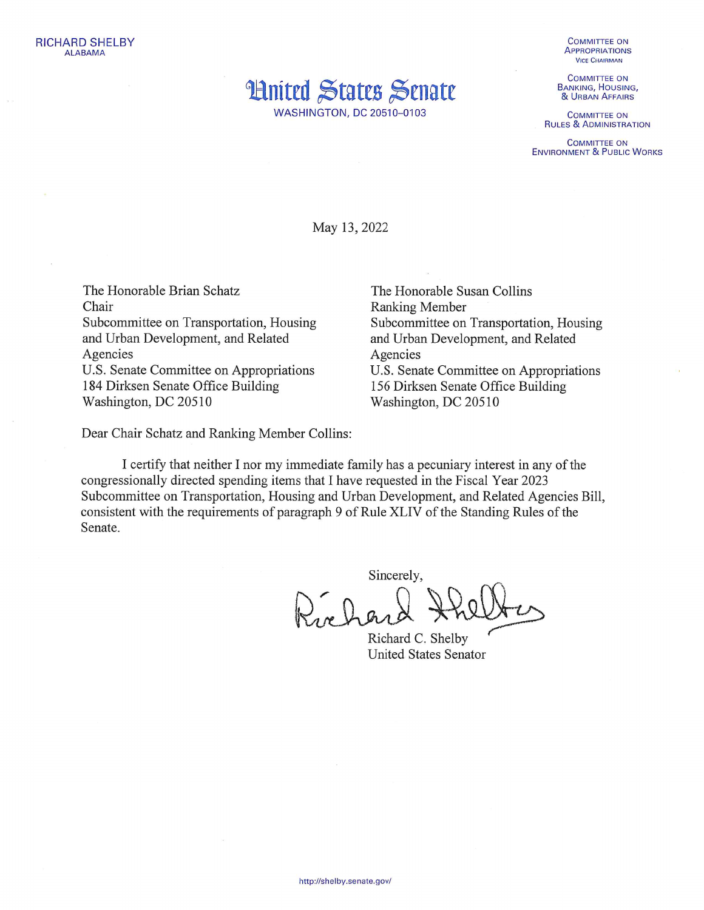RICHARD SHELBY
ALABAMA

# United States Senate

WASHINGTON, DC 20510–0103

COMMITTEE ON APPROPRIATIONS
VICE CHAIRMAN

COMMITTEE ON BANKING, HOUSING, & URBAN AFFAIRS

COMMITTEE ON RULES & ADMINISTRATION

COMMITTEE ON ENVIRONMENT & PUBLIC WORKS

May 13, 2022

The Honorable Brian Schatz
Chair
Subcommittee on Transportation, Housing and Urban Development, and Related Agencies
U.S. Senate Committee on Appropriations
184 Dirksen Senate Office Building
Washington, DC 20510

The Honorable Susan Collins
Ranking Member
Subcommittee on Transportation, Housing and Urban Development, and Related Agencies
U.S. Senate Committee on Appropriations
156 Dirksen Senate Office Building
Washington, DC 20510

Dear Chair Schatz and Ranking Member Collins:

I certify that neither I nor my immediate family has a pecuniary interest in any of the congressionally directed spending items that I have requested in the Fiscal Year 2023 Subcommittee on Transportation, Housing and Urban Development, and Related Agencies Bill, consistent with the requirements of paragraph 9 of Rule XLIV of the Standing Rules of the Senate.

Sincerely,

Richard C. Shelby
United States Senator

http://shelby.senate.gov/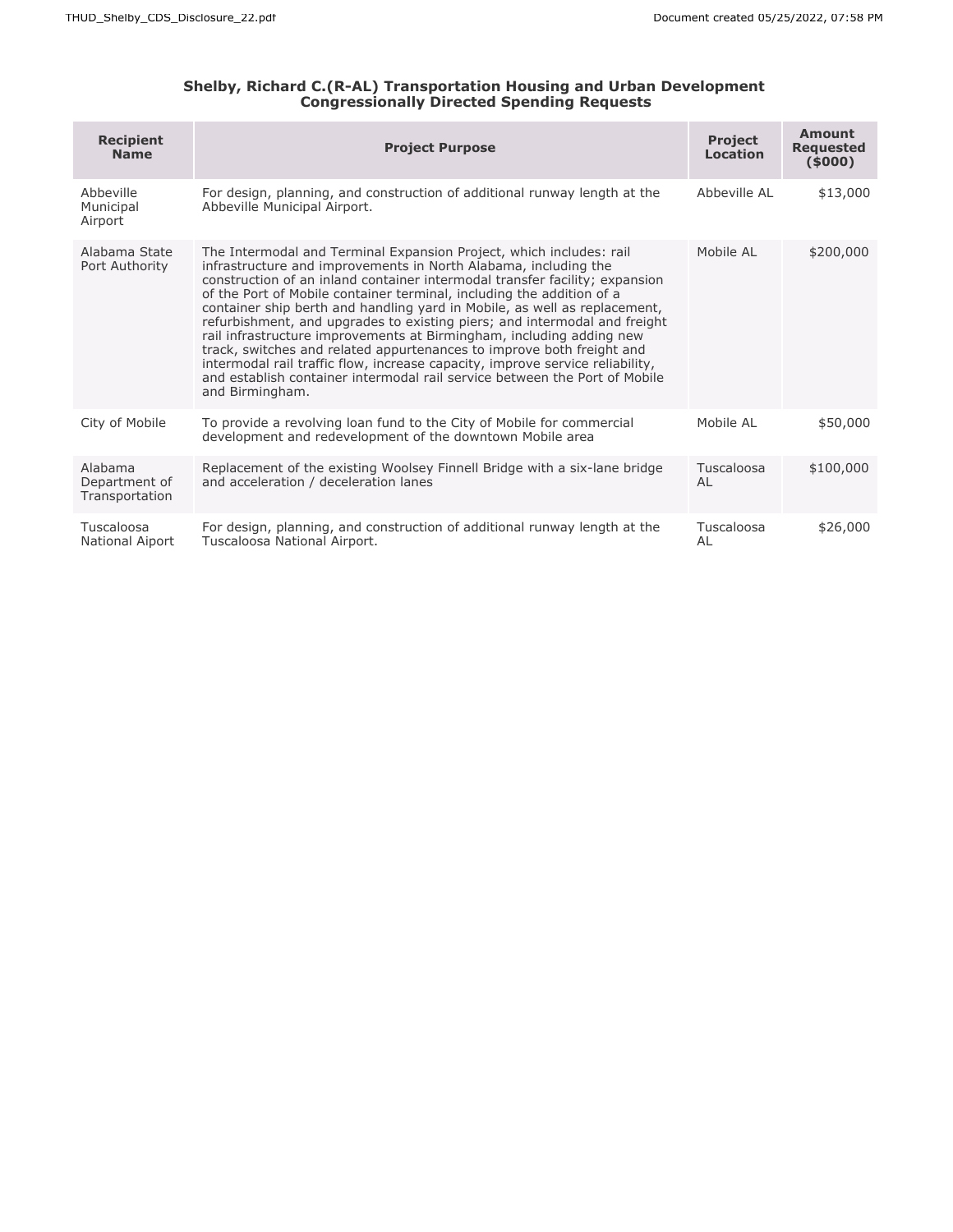## Shelby, Richard C.(R-AL) Transportation Housing and Urban Development Congressionally Directed Spending Requests

| Recipient Name | Project Purpose | Project Location | Amount Requested ($000) |
|---|---|---|---|
| Abbeville Municipal Airport | For design, planning, and construction of additional runway length at the Abbeville Municipal Airport. | Abbeville AL | $13,000 |
| Alabama State Port Authority | The Intermodal and Terminal Expansion Project, which includes: rail infrastructure and improvements in North Alabama, including the construction of an inland container intermodal transfer facility; expansion of the Port of Mobile container terminal, including the addition of a container ship berth and handling yard in Mobile, as well as replacement, refurbishment, and upgrades to existing piers; and intermodal and freight rail infrastructure improvements at Birmingham, including adding new track, switches and related appurtenances to improve both freight and intermodal rail traffic flow, increase capacity, improve service reliability, and establish container intermodal rail service between the Port of Mobile and Birmingham. | Mobile AL | $200,000 |
| City of Mobile | To provide a revolving loan fund to the City of Mobile for commercial development and redevelopment of the downtown Mobile area | Mobile AL | $50,000 |
| Alabama Department of Transportation | Replacement of the existing Woolsey Finnell Bridge with a six-lane bridge and acceleration / deceleration lanes | Tuscaloosa AL | $100,000 |
| Tuscaloosa National Aiport | For design, planning, and construction of additional runway length at the Tuscaloosa National Airport. | Tuscaloosa AL | $26,000 |